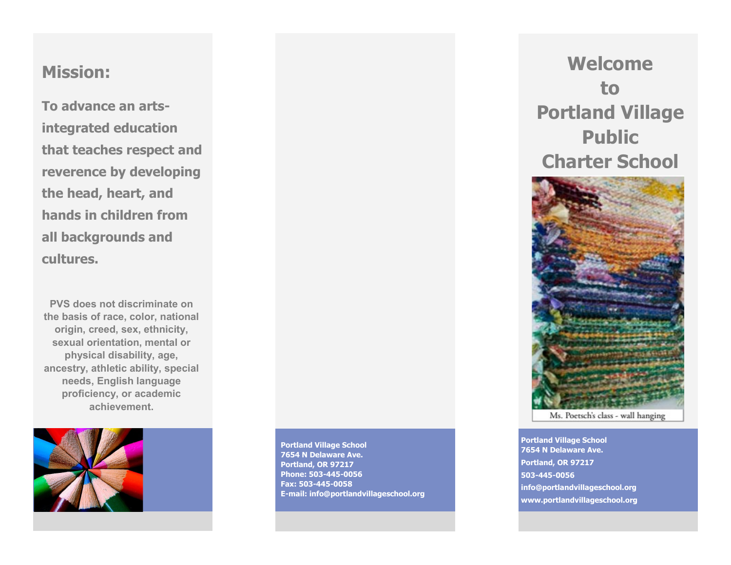## Mission:

**To advance an arts-integrated education that teaches respect and reverence by developing the head, heart, and hands in children from all backgrounds and cultures.**

**PVS does not discriminate on the basis of race, color, national origin, creed, sex, ethnicity, sexual orientation, mental or physical disability, age, ancestry, athletic ability, special needs, English language proficiency, or academic achievement.**

**Portland Village School**
**7654 N Delaware Ave.**
**Portland, OR 97217**
**Phone: 503-445-0056**
**Fax: 503-445-0058**
**E-mail: info@portlandvillageschool.org**

# Welcome to Portland Village Public Charter School

Ms. Poetsch's class - wall hanging

**Portland Village School**
**7654 N Delaware Ave.**
**Portland, OR 97217**
**503-445-0056**
**info@portlandvillageschool.org**
**www.portlandvillageschool.org**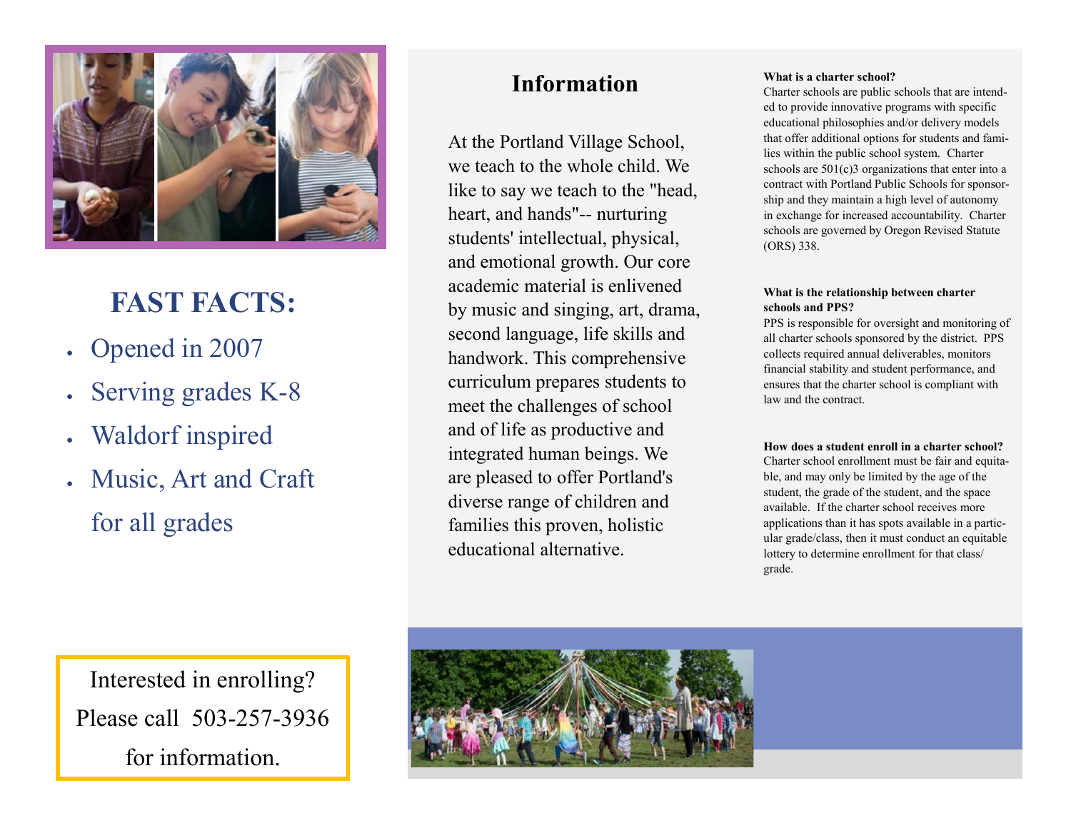## FAST FACTS:

- Opened in 2007
- Serving grades K-8
- Waldorf inspired
- Music, Art and Craft for all grades

Interested in enrolling? Please call 503-257-3936 for information.

## Information

At the Portland Village School, we teach to the whole child. We like to say we teach to the "head, heart, and hands"-- nurturing students' intellectual, physical, and emotional growth. Our core academic material is enlivened by music and singing, art, drama, second language, life skills and handwork. This comprehensive curriculum prepares students to meet the challenges of school and of life as productive and integrated human beings. We are pleased to offer Portland's diverse range of children and families this proven, holistic educational alternative.

**What is a charter school?**

Charter schools are public schools that are intended to provide innovative programs with specific educational philosophies and/or delivery models that offer additional options for students and families within the public school system. Charter schools are 501(c)3 organizations that enter into a contract with Portland Public Schools for sponsorship and they maintain a high level of autonomy in exchange for increased accountability. Charter schools are governed by Oregon Revised Statute (ORS) 338.

**What is the relationship between charter schools and PPS?**

PPS is responsible for oversight and monitoring of all charter schools sponsored by the district. PPS collects required annual deliverables, monitors financial stability and student performance, and ensures that the charter school is compliant with law and the contract.

**How does a student enroll in a charter school?**

Charter school enrollment must be fair and equitable, and may only be limited by the age of the student, the grade of the student, and the space available. If the charter school receives more applications than it has spots available in a particular grade/class, then it must conduct an equitable lottery to determine enrollment for that class/grade.